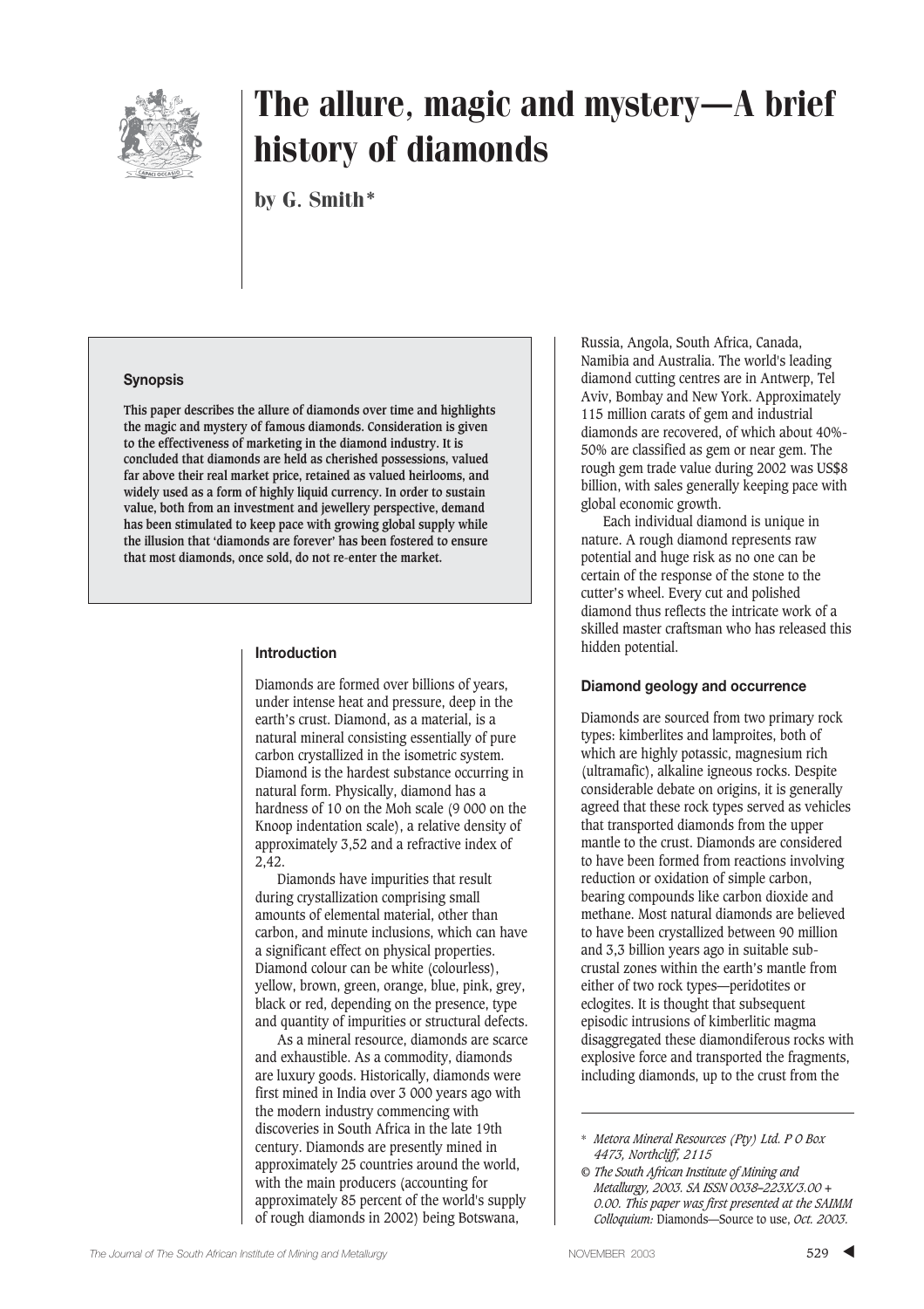# The allure, magic and mystery—A brief history of diamonds

**by G. Smith***

### Synopsis

**This paper describes the allure of diamonds over time and highlights the magic and mystery of famous diamonds. Consideration is given to the effectiveness of marketing in the diamond industry. It is concluded that diamonds are held as cherished possessions, valued far above their real market price, retained as valued heirlooms, and widely used as a form of highly liquid currency. In order to sustain value, both from an investment and jewellery perspective, demand has been stimulated to keep pace with growing global supply while the illusion that 'diamonds are forever' has been fostered to ensure that most diamonds, once sold, do not re-enter the market.**

## Introduction

Diamonds are formed over billions of years, under intense heat and pressure, deep in the earth's crust. Diamond, as a material, is a natural mineral consisting essentially of pure carbon crystallized in the isometric system. Diamond is the hardest substance occurring in natural form. Physically, diamond has a hardness of 10 on the Moh scale (9 000 on the Knoop indentation scale), a relative density of approximately 3,52 and a refractive index of 2,42.

Diamonds have impurities that result during crystallization comprising small amounts of elemental material, other than carbon, and minute inclusions, which can have a significant effect on physical properties. Diamond colour can be white (colourless), yellow, brown, green, orange, blue, pink, grey, black or red, depending on the presence, type and quantity of impurities or structural defects.

As a mineral resource, diamonds are scarce and exhaustible. As a commodity, diamonds are luxury goods. Historically, diamonds were first mined in India over 3 000 years ago with the modern industry commencing with discoveries in South Africa in the late 19th century. Diamonds are presently mined in approximately 25 countries around the world, with the main producers (accounting for approximately 85 percent of the world's supply of rough diamonds in 2002) being Botswana, Russia, Angola, South Africa, Canada, Namibia and Australia. The world's leading diamond cutting centres are in Antwerp, Tel Aviv, Bombay and New York. Approximately 115 million carats of gem and industrial diamonds are recovered, of which about 40%-50% are classified as gem or near gem. The rough gem trade value during 2002 was US$8 billion, with sales generally keeping pace with global economic growth.

Each individual diamond is unique in nature. A rough diamond represents raw potential and huge risk as no one can be certain of the response of the stone to the cutter's wheel. Every cut and polished diamond thus reflects the intricate work of a skilled master craftsman who has released this hidden potential.

## Diamond geology and occurrence

Diamonds are sourced from two primary rock types: kimberlites and lamproites, both of which are highly potassic, magnesium rich (ultramafic), alkaline igneous rocks. Despite considerable debate on origins, it is generally agreed that these rock types served as vehicles that transported diamonds from the upper mantle to the crust. Diamonds are considered to have been formed from reactions involving reduction or oxidation of simple carbon, bearing compounds like carbon dioxide and methane. Most natural diamonds are believed to have been crystallized between 90 million and 3,3 billion years ago in suitable sub-crustal zones within the earth's mantle from either of two rock types—peridotites or eclogites. It is thought that subsequent episodic intrusions of kimberlitic magma disaggregated these diamondiferous rocks with explosive force and transported the fragments, including diamonds, up to the crust from the

---

\* *Metora Mineral Resources (Pty) Ltd. P O Box 4473, Northcliff, 2115*

*© The South African Institute of Mining and Metallurgy, 2003. SA ISSN 0038–223X/3.00 + 0.00. This paper was first presented at the SAIMM Colloquium:* Diamonds—Source to use, *Oct. 2003.*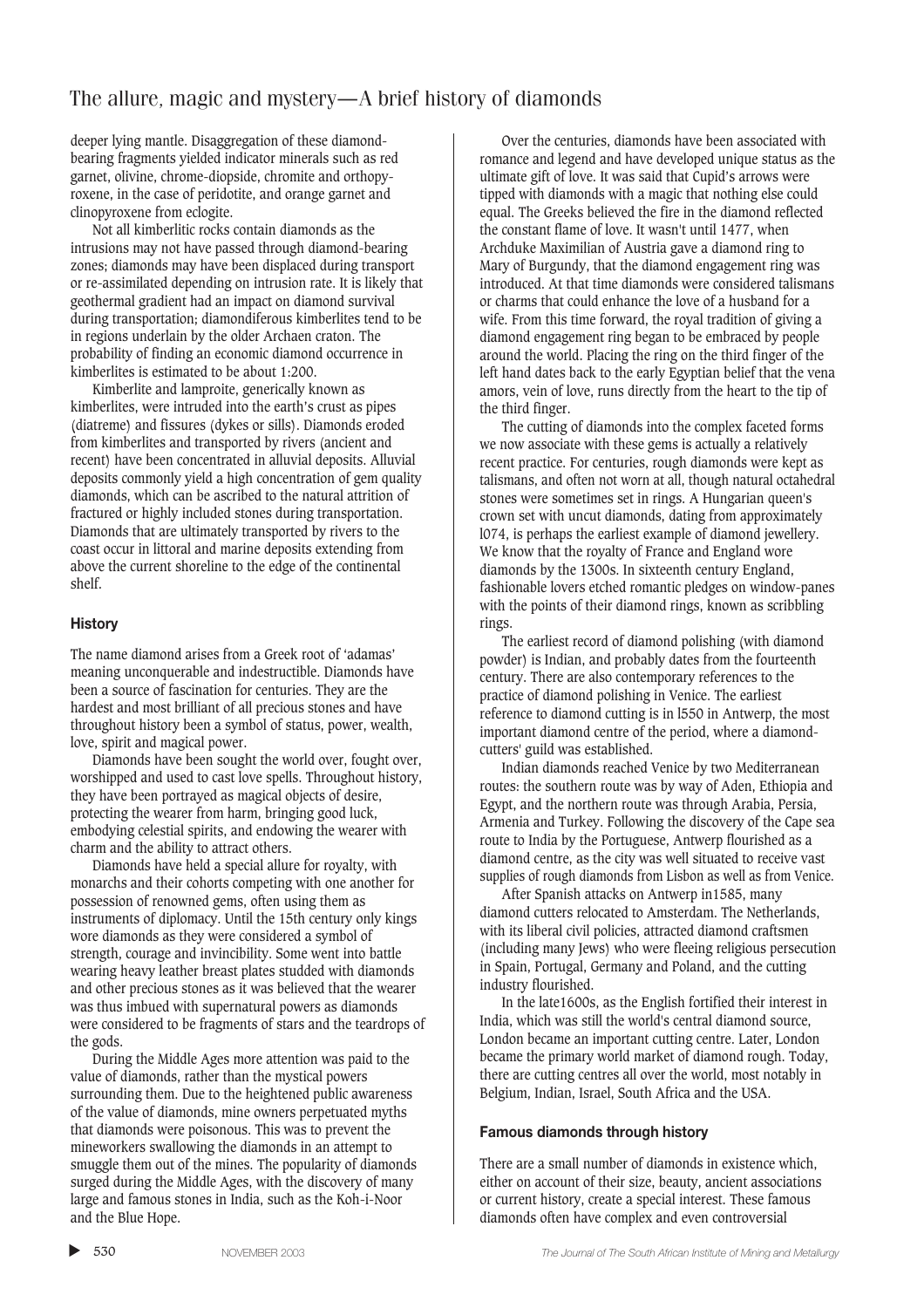deeper lying mantle. Disaggregation of these diamond-bearing fragments yielded indicator minerals such as red garnet, olivine, chrome-diopside, chromite and orthopyroxene, in the case of peridotite, and orange garnet and clinopyroxene from eclogite.

Not all kimberlitic rocks contain diamonds as the intrusions may not have passed through diamond-bearing zones; diamonds may have been displaced during transport or re-assimilated depending on intrusion rate. It is likely that geothermal gradient had an impact on diamond survival during transportation; diamondiferous kimberlites tend to be in regions underlain by the older Archaen craton. The probability of finding an economic diamond occurrence in kimberlites is estimated to be about 1:200.

Kimberlite and lamproite, generically known as kimberlites, were intruded into the earth's crust as pipes (diatreme) and fissures (dykes or sills). Diamonds eroded from kimberlites and transported by rivers (ancient and recent) have been concentrated in alluvial deposits. Alluvial deposits commonly yield a high concentration of gem quality diamonds, which can be ascribed to the natural attrition of fractured or highly included stones during transportation. Diamonds that are ultimately transported by rivers to the coast occur in littoral and marine deposits extending from above the current shoreline to the edge of the continental shelf.

### History

The name diamond arises from a Greek root of 'adamas' meaning unconquerable and indestructible. Diamonds have been a source of fascination for centuries. They are the hardest and most brilliant of all precious stones and have throughout history been a symbol of status, power, wealth, love, spirit and magical power.

Diamonds have been sought the world over, fought over, worshipped and used to cast love spells. Throughout history, they have been portrayed as magical objects of desire, protecting the wearer from harm, bringing good luck, embodying celestial spirits, and endowing the wearer with charm and the ability to attract others.

Diamonds have held a special allure for royalty, with monarchs and their cohorts competing with one another for possession of renowned gems, often using them as instruments of diplomacy. Until the 15th century only kings wore diamonds as they were considered a symbol of strength, courage and invincibility. Some went into battle wearing heavy leather breast plates studded with diamonds and other precious stones as it was believed that the wearer was thus imbued with supernatural powers as diamonds were considered to be fragments of stars and the teardrops of the gods.

During the Middle Ages more attention was paid to the value of diamonds, rather than the mystical powers surrounding them. Due to the heightened public awareness of the value of diamonds, mine owners perpetuated myths that diamonds were poisonous. This was to prevent the mineworkers swallowing the diamonds in an attempt to smuggle them out of the mines. The popularity of diamonds surged during the Middle Ages, with the discovery of many large and famous stones in India, such as the Koh-i-Noor and the Blue Hope.

Over the centuries, diamonds have been associated with romance and legend and have developed unique status as the ultimate gift of love. It was said that Cupid's arrows were tipped with diamonds with a magic that nothing else could equal. The Greeks believed the fire in the diamond reflected the constant flame of love. It wasn't until 1477, when Archduke Maximilian of Austria gave a diamond ring to Mary of Burgundy, that the diamond engagement ring was introduced. At that time diamonds were considered talismans or charms that could enhance the love of a husband for a wife. From this time forward, the royal tradition of giving a diamond engagement ring began to be embraced by people around the world. Placing the ring on the third finger of the left hand dates back to the early Egyptian belief that the vena amors, vein of love, runs directly from the heart to the tip of the third finger.

The cutting of diamonds into the complex faceted forms we now associate with these gems is actually a relatively recent practice. For centuries, rough diamonds were kept as talismans, and often not worn at all, though natural octahedral stones were sometimes set in rings. A Hungarian queen's crown set with uncut diamonds, dating from approximately l074, is perhaps the earliest example of diamond jewellery. We know that the royalty of France and England wore diamonds by the 1300s. In sixteenth century England, fashionable lovers etched romantic pledges on window-panes with the points of their diamond rings, known as scribbling rings.

The earliest record of diamond polishing (with diamond powder) is Indian, and probably dates from the fourteenth century. There are also contemporary references to the practice of diamond polishing in Venice. The earliest reference to diamond cutting is in l550 in Antwerp, the most important diamond centre of the period, where a diamond-cutters' guild was established.

Indian diamonds reached Venice by two Mediterranean routes: the southern route was by way of Aden, Ethiopia and Egypt, and the northern route was through Arabia, Persia, Armenia and Turkey. Following the discovery of the Cape sea route to India by the Portuguese, Antwerp flourished as a diamond centre, as the city was well situated to receive vast supplies of rough diamonds from Lisbon as well as from Venice.

After Spanish attacks on Antwerp in1585, many diamond cutters relocated to Amsterdam. The Netherlands, with its liberal civil policies, attracted diamond craftsmen (including many Jews) who were fleeing religious persecution in Spain, Portugal, Germany and Poland, and the cutting industry flourished.

In the late1600s, as the English fortified their interest in India, which was still the world's central diamond source, London became an important cutting centre. Later, London became the primary world market of diamond rough. Today, there are cutting centres all over the world, most notably in Belgium, Indian, Israel, South Africa and the USA.

### Famous diamonds through history

There are a small number of diamonds in existence which, either on account of their size, beauty, ancient associations or current history, create a special interest. These famous diamonds often have complex and even controversial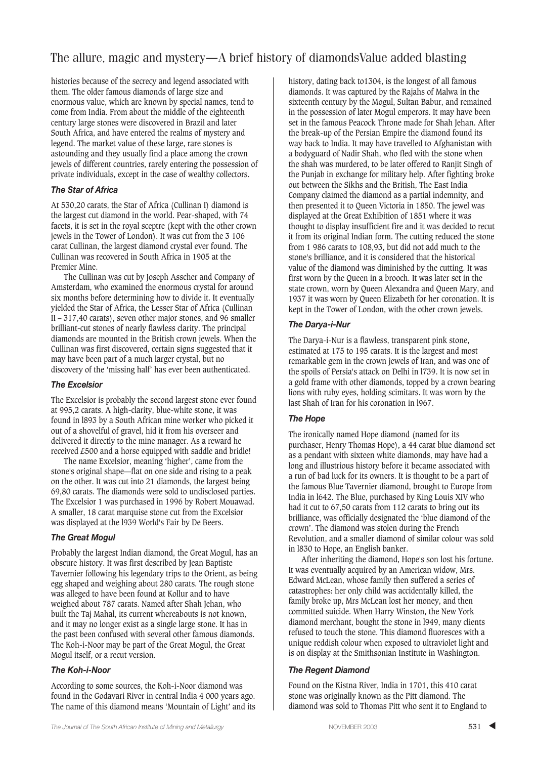histories because of the secrecy and legend associated with them. The older famous diamonds of large size and enormous value, which are known by special names, tend to come from India. From about the middle of the eighteenth century large stones were discovered in Brazil and later South Africa, and have entered the realms of mystery and legend. The market value of these large, rare stones is astounding and they usually find a place among the crown jewels of different countries, rarely entering the possession of private individuals, except in the case of wealthy collectors.

### *The Star of Africa*

At 530,20 carats, the Star of Africa (Cullinan I) diamond is the largest cut diamond in the world. Pear-shaped, with 74 facets, it is set in the royal sceptre (kept with the other crown jewels in the Tower of London). It was cut from the 3 106 carat Cullinan, the largest diamond crystal ever found. The Cullinan was recovered in South Africa in 1905 at the Premier Mine.

The Cullinan was cut by Joseph Asscher and Company of Amsterdam, who examined the enormous crystal for around six months before determining how to divide it. It eventually yielded the Star of Africa, the Lesser Star of Africa (Cullinan II – 317,40 carats), seven other major stones, and 96 smaller brilliant-cut stones of nearly flawless clarity. The principal diamonds are mounted in the British crown jewels. When the Cullinan was first discovered, certain signs suggested that it may have been part of a much larger crystal, but no discovery of the 'missing half' has ever been authenticated.

### *The Excelsior*

The Excelsior is probably the second largest stone ever found at 995,2 carats. A high-clarity, blue-white stone, it was found in l893 by a South African mine worker who picked it out of a shovelful of gravel, hid it from his overseer and delivered it directly to the mine manager. As a reward he received £500 and a horse equipped with saddle and bridle!

The name Excelsior, meaning 'higher', came from the stone's original shape—flat on one side and rising to a peak on the other. It was cut into 21 diamonds, the largest being 69,80 carats. The diamonds were sold to undisclosed parties. The Excelsior 1 was purchased in 1996 by Robert Mouawad. A smaller, 18 carat marquise stone cut from the Excelsior was displayed at the l939 World's Fair by De Beers.

### *The Great Mogul*

Probably the largest Indian diamond, the Great Mogul, has an obscure history. It was first described by Jean Baptiste Tavernier following his legendary trips to the Orient, as being egg shaped and weighing about 280 carats. The rough stone was alleged to have been found at Kollur and to have weighed about 787 carats. Named after Shah Jehan, who built the Taj Mahal, its current whereabouts is not known, and it may no longer exist as a single large stone. It has in the past been confused with several other famous diamonds. The Koh-i-Noor may be part of the Great Mogul, the Great Mogul itself, or a recut version.

### *The Koh-i-Noor*

According to some sources, the Koh-i-Noor diamond was found in the Godavari River in central India 4 000 years ago. The name of this diamond means 'Mountain of Light' and its history, dating back to1304, is the longest of all famous diamonds. It was captured by the Rajahs of Malwa in the sixteenth century by the Mogul, Sultan Babur, and remained in the possession of later Mogul emperors. It may have been set in the famous Peacock Throne made for Shah Jehan. After the break-up of the Persian Empire the diamond found its way back to India. It may have travelled to Afghanistan with a bodyguard of Nadir Shah, who fled with the stone when the shah was murdered, to be later offered to Ranjit Singh of the Punjab in exchange for military help. After fighting broke out between the Sikhs and the British, The East India Company claimed the diamond as a partial indemnity, and then presented it to Queen Victoria in 1850. The jewel was displayed at the Great Exhibition of 1851 where it was thought to display insufficient fire and it was decided to recut it from its original Indian form. The cutting reduced the stone from 1 986 carats to 108,93, but did not add much to the stone's brilliance, and it is considered that the historical value of the diamond was diminished by the cutting. It was first worn by the Queen in a brooch. It was later set in the state crown, worn by Queen Alexandra and Queen Mary, and 1937 it was worn by Queen Elizabeth for her coronation. It is kept in the Tower of London, with the other crown jewels.

### *The Darya-i-Nur*

The Darya-i-Nur is a flawless, transparent pink stone, estimated at 175 to 195 carats. It is the largest and most remarkable gem in the crown jewels of Iran, and was one of the spoils of Persia's attack on Delhi in l739. It is now set in a gold frame with other diamonds, topped by a crown bearing lions with ruby eyes, holding scimitars. It was worn by the last Shah of Iran for his coronation in l967.

### *The Hope*

The ironically named Hope diamond (named for its purchaser, Henry Thomas Hope), a 44 carat blue diamond set as a pendant with sixteen white diamonds, may have had a long and illustrious history before it became associated with a run of bad luck for its owners. It is thought to be a part of the famous Blue Tavernier diamond, brought to Europe from India in l642. The Blue, purchased by King Louis XIV who had it cut to 67,50 carats from 112 carats to bring out its brilliance, was officially designated the 'blue diamond of the crown'. The diamond was stolen during the French Revolution, and a smaller diamond of similar colour was sold in l830 to Hope, an English banker.

After inheriting the diamond, Hope's son lost his fortune. It was eventually acquired by an American widow, Mrs. Edward McLean, whose family then suffered a series of catastrophes: her only child was accidentally killed, the family broke up, Mrs McLean lost her money, and then committed suicide. When Harry Winston, the New York diamond merchant, bought the stone in l949, many clients refused to touch the stone. This diamond fluoresces with a unique reddish colour when exposed to ultraviolet light and is on display at the Smithsonian Institute in Washington.

### *The Regent Diamond*

Found on the Kistna River, India in 1701, this 410 carat stone was originally known as the Pitt diamond. The diamond was sold to Thomas Pitt who sent it to England to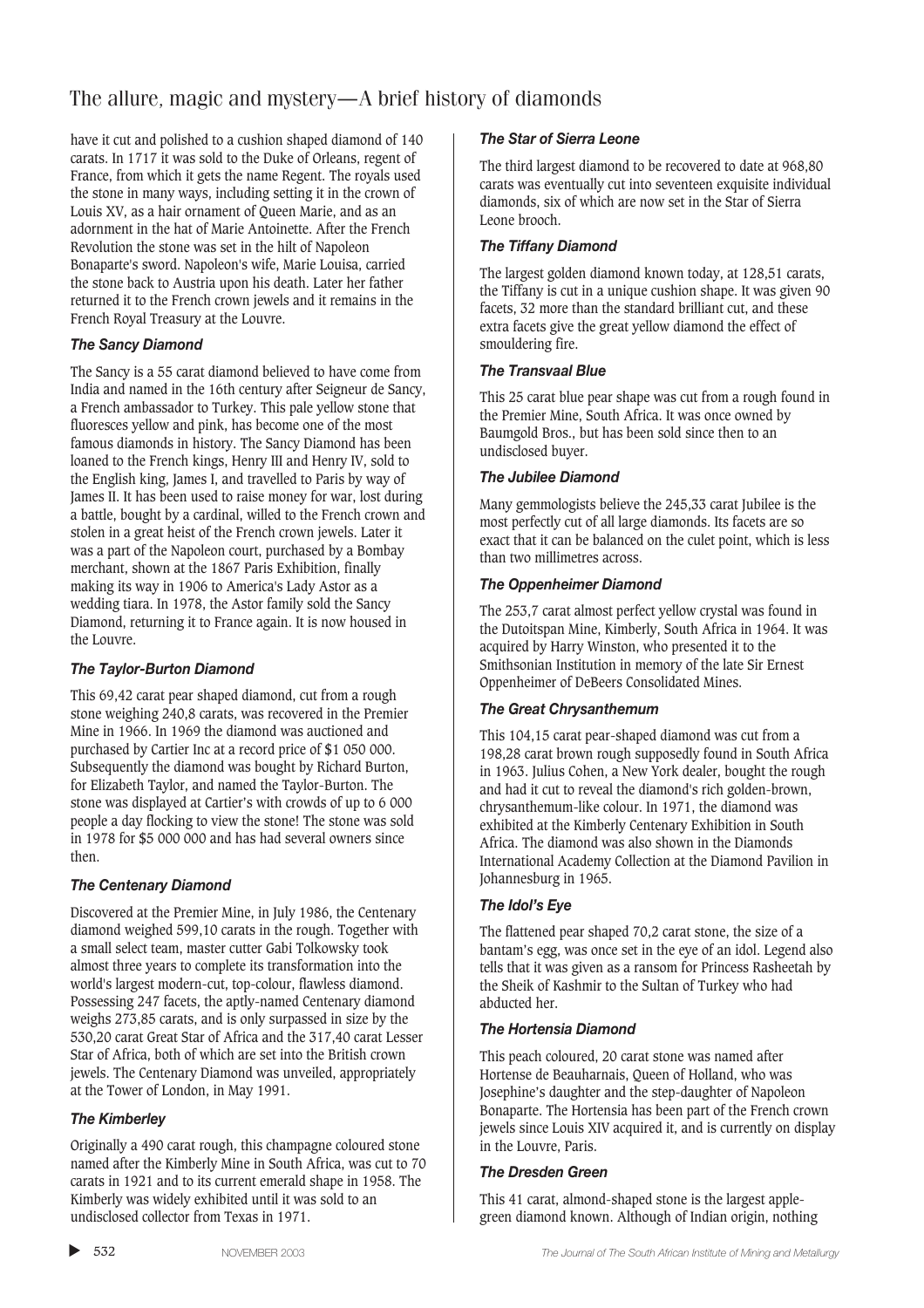have it cut and polished to a cushion shaped diamond of 140 carats. In 1717 it was sold to the Duke of Orleans, regent of France, from which it gets the name Regent. The royals used the stone in many ways, including setting it in the crown of Louis XV, as a hair ornament of Queen Marie, and as an adornment in the hat of Marie Antoinette. After the French Revolution the stone was set in the hilt of Napoleon Bonaparte's sword. Napoleon's wife, Marie Louisa, carried the stone back to Austria upon his death. Later her father returned it to the French crown jewels and it remains in the French Royal Treasury at the Louvre.

### *The Sancy Diamond*

The Sancy is a 55 carat diamond believed to have come from India and named in the 16th century after Seigneur de Sancy, a French ambassador to Turkey. This pale yellow stone that fluoresces yellow and pink, has become one of the most famous diamonds in history. The Sancy Diamond has been loaned to the French kings, Henry III and Henry IV, sold to the English king, James I, and travelled to Paris by way of James II. It has been used to raise money for war, lost during a battle, bought by a cardinal, willed to the French crown and stolen in a great heist of the French crown jewels. Later it was a part of the Napoleon court, purchased by a Bombay merchant, shown at the 1867 Paris Exhibition, finally making its way in 1906 to America's Lady Astor as a wedding tiara. In 1978, the Astor family sold the Sancy Diamond, returning it to France again. It is now housed in the Louvre.

### *The Taylor-Burton Diamond*

This 69,42 carat pear shaped diamond, cut from a rough stone weighing 240,8 carats, was recovered in the Premier Mine in 1966. In 1969 the diamond was auctioned and purchased by Cartier Inc at a record price of $1 050 000. Subsequently the diamond was bought by Richard Burton, for Elizabeth Taylor, and named the Taylor-Burton. The stone was displayed at Cartier's with crowds of up to 6 000 people a day flocking to view the stone! The stone was sold in 1978 for $5 000 000 and has had several owners since then.

### *The Centenary Diamond*

Discovered at the Premier Mine, in July 1986, the Centenary diamond weighed 599,10 carats in the rough. Together with a small select team, master cutter Gabi Tolkowsky took almost three years to complete its transformation into the world's largest modern-cut, top-colour, flawless diamond. Possessing 247 facets, the aptly-named Centenary diamond weighs 273,85 carats, and is only surpassed in size by the 530,20 carat Great Star of Africa and the 317,40 carat Lesser Star of Africa, both of which are set into the British crown jewels. The Centenary Diamond was unveiled, appropriately at the Tower of London, in May 1991.

### *The Kimberley*

Originally a 490 carat rough, this champagne coloured stone named after the Kimberly Mine in South Africa, was cut to 70 carats in 1921 and to its current emerald shape in 1958. The Kimberly was widely exhibited until it was sold to an undisclosed collector from Texas in 1971.

### *The Star of Sierra Leone*

The third largest diamond to be recovered to date at 968,80 carats was eventually cut into seventeen exquisite individual diamonds, six of which are now set in the Star of Sierra Leone brooch.

### *The Tiffany Diamond*

The largest golden diamond known today, at 128,51 carats, the Tiffany is cut in a unique cushion shape. It was given 90 facets, 32 more than the standard brilliant cut, and these extra facets give the great yellow diamond the effect of smouldering fire.

### *The Transvaal Blue*

This 25 carat blue pear shape was cut from a rough found in the Premier Mine, South Africa. It was once owned by Baumgold Bros., but has been sold since then to an undisclosed buyer.

### *The Jubilee Diamond*

Many gemmologists believe the 245,33 carat Jubilee is the most perfectly cut of all large diamonds. Its facets are so exact that it can be balanced on the culet point, which is less than two millimetres across.

### *The Oppenheimer Diamond*

The 253,7 carat almost perfect yellow crystal was found in the Dutoitspan Mine, Kimberly, South Africa in 1964. It was acquired by Harry Winston, who presented it to the Smithsonian Institution in memory of the late Sir Ernest Oppenheimer of DeBeers Consolidated Mines.

### *The Great Chrysanthemum*

This 104,15 carat pear-shaped diamond was cut from a 198,28 carat brown rough supposedly found in South Africa in 1963. Julius Cohen, a New York dealer, bought the rough and had it cut to reveal the diamond's rich golden-brown, chrysanthemum-like colour. In 1971, the diamond was exhibited at the Kimberly Centenary Exhibition in South Africa. The diamond was also shown in the Diamonds International Academy Collection at the Diamond Pavilion in Johannesburg in 1965.

### *The Idol's Eye*

The flattened pear shaped 70,2 carat stone, the size of a bantam's egg, was once set in the eye of an idol. Legend also tells that it was given as a ransom for Princess Rasheetah by the Sheik of Kashmir to the Sultan of Turkey who had abducted her.

### *The Hortensia Diamond*

This peach coloured, 20 carat stone was named after Hortense de Beauharnais, Queen of Holland, who was Josephine's daughter and the step-daughter of Napoleon Bonaparte. The Hortensia has been part of the French crown jewels since Louis XIV acquired it, and is currently on display in the Louvre, Paris.

### *The Dresden Green*

This 41 carat, almond-shaped stone is the largest apple-green diamond known. Although of Indian origin, nothing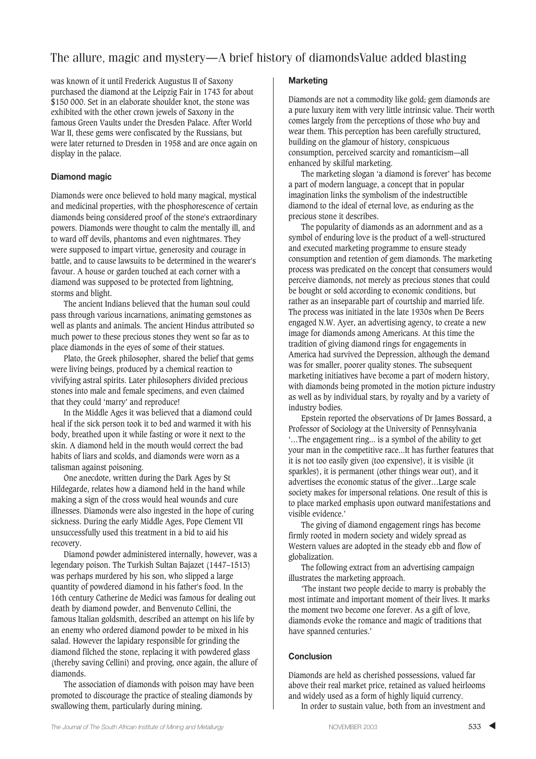was known of it until Frederick Augustus II of Saxony purchased the diamond at the Leipzig Fair in 1743 for about $150 000. Set in an elaborate shoulder knot, the stone was exhibited with the other crown jewels of Saxony in the famous Green Vaults under the Dresden Palace. After World War II, these gems were confiscated by the Russians, but were later returned to Dresden in 1958 and are once again on display in the palace.

### Diamond magic

Diamonds were once believed to hold many magical, mystical and medicinal properties, with the phosphorescence of certain diamonds being considered proof of the stone's extraordinary powers. Diamonds were thought to calm the mentally ill, and to ward off devils, phantoms and even nightmares. They were supposed to impart virtue, generosity and courage in battle, and to cause lawsuits to be determined in the wearer's favour. A house or garden touched at each corner with a diamond was supposed to be protected from lightning, storms and blight.

The ancient Indians believed that the human soul could pass through various incarnations, animating gemstones as well as plants and animals. The ancient Hindus attributed so much power to these precious stones they went so far as to place diamonds in the eyes of some of their statues.

Plato, the Greek philosopher, shared the belief that gems were living beings, produced by a chemical reaction to vivifying astral spirits. Later philosophers divided precious stones into male and female specimens, and even claimed that they could 'marry' and reproduce!

In the Middle Ages it was believed that a diamond could heal if the sick person took it to bed and warmed it with his body, breathed upon it while fasting or wore it next to the skin. A diamond held in the mouth would correct the bad habits of liars and scolds, and diamonds were worn as a talisman against poisoning.

One anecdote, written during the Dark Ages by St Hildegarde, relates how a diamond held in the hand while making a sign of the cross would heal wounds and cure illnesses. Diamonds were also ingested in the hope of curing sickness. During the early Middle Ages, Pope Clement VII unsuccessfully used this treatment in a bid to aid his recovery.

Diamond powder administered internally, however, was a legendary poison. The Turkish Sultan Bajazet (1447–1513) was perhaps murdered by his son, who slipped a large quantity of powdered diamond in his father's food. In the 16th century Catherine de Medici was famous for dealing out death by diamond powder, and Benvenuto Cellini, the famous Italian goldsmith, described an attempt on his life by an enemy who ordered diamond powder to be mixed in his salad. However the lapidary responsible for grinding the diamond filched the stone, replacing it with powdered glass (thereby saving Cellini) and proving, once again, the allure of diamonds.

The association of diamonds with poison may have been promoted to discourage the practice of stealing diamonds by swallowing them, particularly during mining.

### Marketing

Diamonds are not a commodity like gold; gem diamonds are a pure luxury item with very little intrinsic value. Their worth comes largely from the perceptions of those who buy and wear them. This perception has been carefully structured, building on the glamour of history, conspicuous consumption, perceived scarcity and romanticism—all enhanced by skilful marketing.

The marketing slogan 'a diamond is forever' has become a part of modern language, a concept that in popular imagination links the symbolism of the indestructible diamond to the ideal of eternal love, as enduring as the precious stone it describes.

The popularity of diamonds as an adornment and as a symbol of enduring love is the product of a well-structured and executed marketing programme to ensure steady consumption and retention of gem diamonds. The marketing process was predicated on the concept that consumers would perceive diamonds, not merely as precious stones that could be bought or sold according to economic conditions, but rather as an inseparable part of courtship and married life. The process was initiated in the late 1930s when De Beers engaged N.W. Ayer, an advertising agency, to create a new image for diamonds among Americans. At this time the tradition of giving diamond rings for engagements in America had survived the Depression, although the demand was for smaller, poorer quality stones. The subsequent marketing initiatives have become a part of modern history, with diamonds being promoted in the motion picture industry as well as by individual stars, by royalty and by a variety of industry bodies.

Epstein reported the observations of Dr James Bossard, a Professor of Sociology at the University of Pennsylvania '…The engagement ring… is a symbol of the ability to get your man in the competitive race…It has further features that it is not too easily given (too expensive), it is visible (it sparkles), it is permanent (other things wear out), and it advertises the economic status of the giver…Large scale society makes for impersonal relations. One result of this is to place marked emphasis upon outward manifestations and visible evidence.'

The giving of diamond engagement rings has become firmly rooted in modern society and widely spread as Western values are adopted in the steady ebb and flow of globalization.

The following extract from an advertising campaign illustrates the marketing approach.

'The instant two people decide to marry is probably the most intimate and important moment of their lives. It marks the moment two become one forever. As a gift of love, diamonds evoke the romance and magic of traditions that have spanned centuries.'

### Conclusion

Diamonds are held as cherished possessions, valued far above their real market price, retained as valued heirlooms and widely used as a form of highly liquid currency.

In order to sustain value, both from an investment and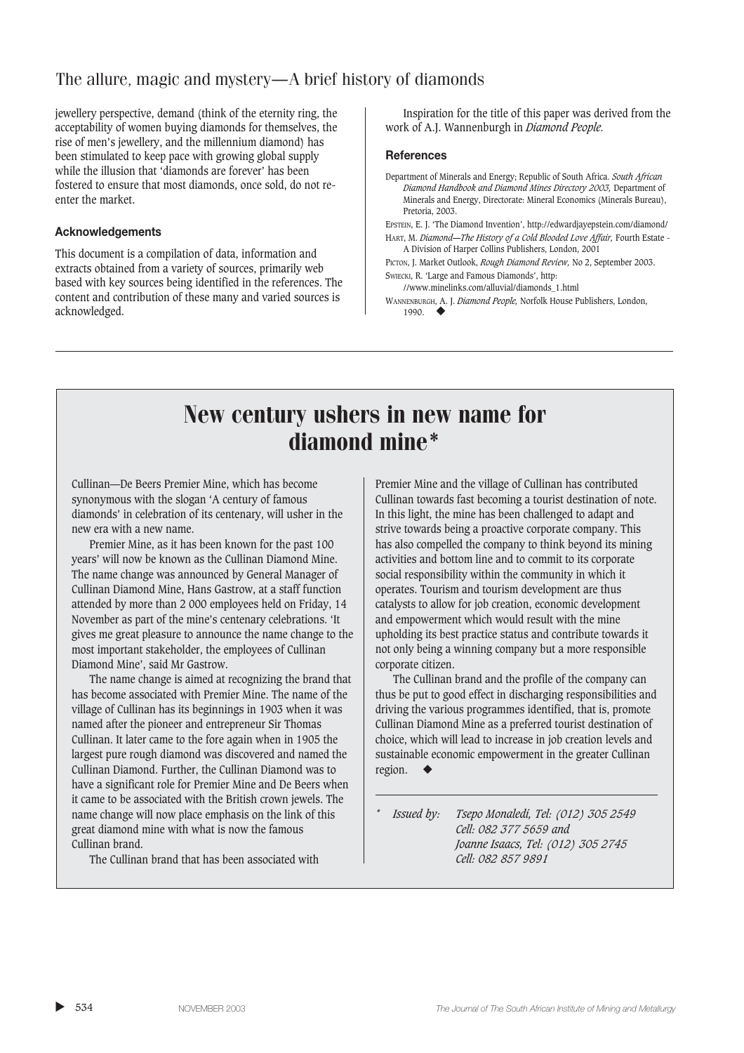jewellery perspective, demand (think of the eternity ring, the acceptability of women buying diamonds for themselves, the rise of men's jewellery, and the millennium diamond) has been stimulated to keep pace with growing global supply while the illusion that 'diamonds are forever' has been fostered to ensure that most diamonds, once sold, do not re-enter the market.

### Acknowledgements

This document is a compilation of data, information and extracts obtained from a variety of sources, primarily web based with key sources being identified in the references. The content and contribution of these many and varied sources is acknowledged.

Inspiration for the title of this paper was derived from the work of A.J. Wannenburgh in *Diamond People.*

### References

Department of Minerals and Energy; Republic of South Africa. *South African Diamond Handbook and Diamond Mines Directory 2003,* Department of Minerals and Energy, Directorate: Mineral Economics (Minerals Bureau), Pretoria, 2003.

EPSTEIN, E. J. 'The Diamond Invention', http://edwardjayepstein.com/diamond/

HART, M. *Diamond—The History of a Cold Blooded Love Affair,* Fourth Estate - A Division of Harper Collins Publishers, London, 2001

PICTON, J. Market Outlook, *Rough Diamond Review,* No 2, September 2003.

SWIECKI, R. 'Large and Famous Diamonds', http://www.minelinks.com/alluvial/diamonds_1.html

WANNENBURGH, A. J. *Diamond People,* Norfolk House Publishers, London, 1990. ◆

---

# New century ushers in new name for diamond mine*

Cullinan—De Beers Premier Mine, which has become synonymous with the slogan 'A century of famous diamonds' in celebration of its centenary, will usher in the new era with a new name.

Premier Mine, as it has been known for the past 100 years' will now be known as the Cullinan Diamond Mine. The name change was announced by General Manager of Cullinan Diamond Mine, Hans Gastrow, at a staff function attended by more than 2 000 employees held on Friday, 14 November as part of the mine's centenary celebrations. 'It gives me great pleasure to announce the name change to the most important stakeholder, the employees of Cullinan Diamond Mine', said Mr Gastrow.

The name change is aimed at recognizing the brand that has become associated with Premier Mine. The name of the village of Cullinan has its beginnings in 1903 when it was named after the pioneer and entrepreneur Sir Thomas Cullinan. It later came to the fore again when in 1905 the largest pure rough diamond was discovered and named the Cullinan Diamond. Further, the Cullinan Diamond was to have a significant role for Premier Mine and De Beers when it came to be associated with the British crown jewels. The name change will now place emphasis on the link of this great diamond mine with what is now the famous Cullinan brand.

The Cullinan brand that has been associated with Premier Mine and the village of Cullinan has contributed Cullinan towards fast becoming a tourist destination of note. In this light, the mine has been challenged to adapt and strive towards being a proactive corporate company. This has also compelled the company to think beyond its mining activities and bottom line and to commit to its corporate social responsibility within the community in which it operates. Tourism and tourism development are thus catalysts to allow for job creation, economic development and empowerment which would result with the mine upholding its best practice status and contribute towards it not only being a winning company but a more responsible corporate citizen.

The Cullinan brand and the profile of the company can thus be put to good effect in discharging responsibilities and driving the various programmes identified, that is, promote Cullinan Diamond Mine as a preferred tourist destination of choice, which will lead to increase in job creation levels and sustainable economic empowerment in the greater Cullinan region. ◆

---

\* *Issued by: Tsepo Monaledi, Tel: (012) 305 2549*
*Cell: 082 377 5659 and*
*Joanne Isaacs, Tel: (012) 305 2745*
*Cell: 082 857 9891*